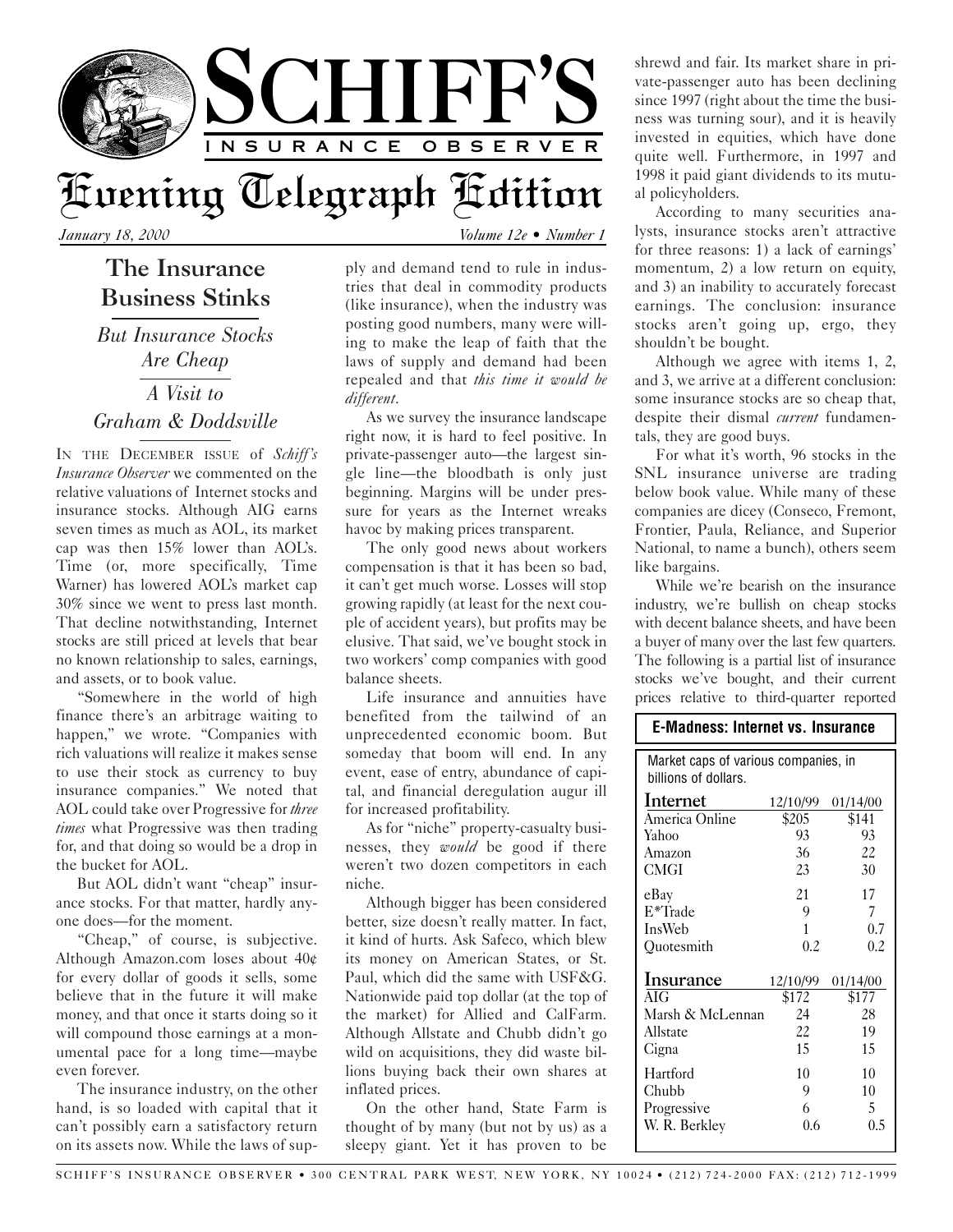# SCHIFF'S INSURANCE OBSERVER

## Evening Telegraph Edition

*January 18, 2000* *Volume 12e • Number 1*

## The Insurance Business Stinks

### *But Insurance Stocks Are Cheap*

### *A Visit to Graham & Doddsville*

IN THE DECEMBER ISSUE of *Schiff's Insurance Observer* we commented on the relative valuations of Internet stocks and insurance stocks. Although AIG earns seven times as much as AOL, its market cap was then 15% lower than AOL's. Time (or, more specifically, Time Warner) has lowered AOL's market cap 30% since we went to press last month. That decline notwithstanding, Internet stocks are still priced at levels that bear no known relationship to sales, earnings, and assets, or to book value.

"Somewhere in the world of high finance there's an arbitrage waiting to happen," we wrote. "Companies with rich valuations will realize it makes sense to use their stock as currency to buy insurance companies." We noted that AOL could take over Progressive for *three times* what Progressive was then trading for, and that doing so would be a drop in the bucket for AOL.

But AOL didn't want "cheap" insurance stocks. For that matter, hardly anyone does—for the moment.

"Cheap," of course, is subjective. Although Amazon.com loses about 40¢ for every dollar of goods it sells, some believe that in the future it will make money, and that once it starts doing so it will compound those earnings at a monumental pace for a long time—maybe even forever.

The insurance industry, on the other hand, is so loaded with capital that it can't possibly earn a satisfactory return on its assets now. While the laws of supply and demand tend to rule in industries that deal in commodity products (like insurance), when the industry was posting good numbers, many were willing to make the leap of faith that the laws of supply and demand had been repealed and that *this time it would be different*.

As we survey the insurance landscape right now, it is hard to feel positive. In private-passenger auto—the largest single line—the bloodbath is only just beginning. Margins will be under pressure for years as the Internet wreaks havoc by making prices transparent.

The only good news about workers compensation is that it has been so bad, it can't get much worse. Losses will stop growing rapidly (at least for the next couple of accident years), but profits may be elusive. That said, we've bought stock in two workers' comp companies with good balance sheets.

Life insurance and annuities have benefited from the tailwind of an unprecedented economic boom. But someday that boom will end. In any event, ease of entry, abundance of capital, and financial deregulation augur ill for increased profitability.

As for "niche" property-casualty businesses, they *would* be good if there weren't two dozen competitors in each niche.

Although bigger has been considered better, size doesn't really matter. In fact, it kind of hurts. Ask Safeco, which blew its money on American States, or St. Paul, which did the same with USF&G. Nationwide paid top dollar (at the top of the market) for Allied and CalFarm. Although Allstate and Chubb didn't go wild on acquisitions, they did waste billions buying back their own shares at inflated prices.

On the other hand, State Farm is thought of by many (but not by us) as a sleepy giant. Yet it has proven to be shrewd and fair. Its market share in private-passenger auto has been declining since 1997 (right about the time the business was turning sour), and it is heavily invested in equities, which have done quite well. Furthermore, in 1997 and 1998 it paid giant dividends to its mutual policyholders.

According to many securities analysts, insurance stocks aren't attractive for three reasons: 1) a lack of earnings' momentum, 2) a low return on equity, and 3) an inability to accurately forecast earnings. The conclusion: insurance stocks aren't going up, ergo, they shouldn't be bought.

Although we agree with items 1, 2, and 3, we arrive at a different conclusion: some insurance stocks are so cheap that, despite their dismal *current* fundamentals, they are good buys.

For what it's worth, 96 stocks in the SNL insurance universe are trading below book value. While many of these companies are dicey (Conseco, Fremont, Frontier, Paula, Reliance, and Superior National, to name a bunch), others seem like bargains.

While we're bearish on the insurance industry, we're bullish on cheap stocks with decent balance sheets, and have been a buyer of many over the last few quarters. The following is a partial list of insurance stocks we've bought, and their current prices relative to third-quarter reported

**E-Madness: Internet vs. Insurance**

Market caps of various companies, in billions of dollars.

| Internet | 12/10/99 | 01/14/00 |
|---|---|---|
| America Online | $205 | $141 |
| Yahoo | 93 | 93 |
| Amazon | 36 | 22 |
| CMGI | 23 | 30 |
| eBay | 21 | 17 |
| E*Trade | 9 | 7 |
| InsWeb | 1 | 0.7 |
| Quotesmith | 0.2 | 0.2 |
| **Insurance** | **12/10/99** | **01/14/00** |
| AIG | $172 | $177 |
| Marsh & McLennan | 24 | 28 |
| Allstate | 22 | 19 |
| Cigna | 15 | 15 |
| Hartford | 10 | 10 |
| Chubb | 9 | 10 |
| Progressive | 6 | 5 |
| W. R. Berkley | 0.6 | 0.5 |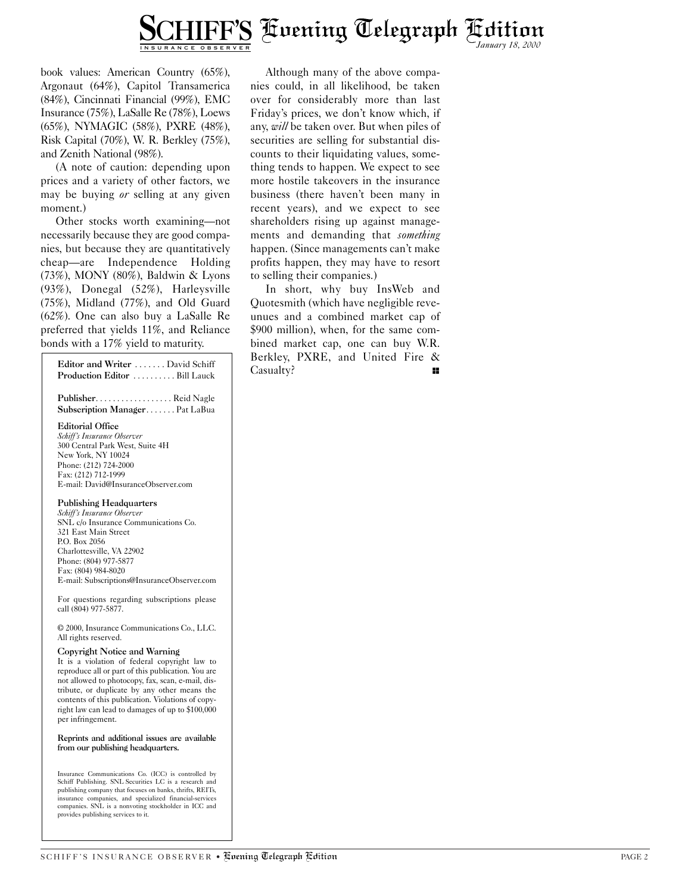book values: American Country (65%), Argonaut (64%), Capitol Transamerica (84%), Cincinnati Financial (99%), EMC Insurance (75%), LaSalle Re (78%), Loews (65%), NYMAGIC (58%), PXRE (48%), Risk Capital (70%), W. R. Berkley (75%), and Zenith National (98%).

(A note of caution: depending upon prices and a variety of other factors, we may be buying *or* selling at any given moment.)

Other stocks worth examining—not necessarily because they are good companies, but because they are quantitatively cheap—are Independence Holding (73%), MONY (80%), Baldwin & Lyons (93%), Donegal (52%), Harleysville (75%), Midland (77%), and Old Guard (62%). One can also buy a LaSalle Re preferred that yields 11%, and Reliance bonds with a 17% yield to maturity.

Although many of the above companies could, in all likelihood, be taken over for considerably more than last Friday's prices, we don't know which, if any, *will* be taken over. But when piles of securities are selling for substantial discounts to their liquidating values, something tends to happen. We expect to see more hostile takeovers in the insurance business (there haven't been many in recent years), and we expect to see shareholders rising up against managements and demanding that *something* happen. (Since managements can't make profits happen, they may have to resort to selling their companies.)

In short, why buy InsWeb and Quotesmith (which have negligible revenues and a combined market cap of $900 million), when, for the same combined market cap, one can buy W.R. Berkley, PXRE, and United Fire & Casualty?

---

**Editor and Writer** . . . . . . . David Schiff
**Production Editor** . . . . . . . . . . Bill Lauck

**Publisher**. . . . . . . . . . . . . . . . . . Reid Nagle
**Subscription Manager**. . . . . . . Pat LaBua

**Editorial Office**
*Schiff's Insurance Observer*
300 Central Park West, Suite 4H
New York, NY 10024
Phone: (212) 724-2000
Fax: (212) 712-1999
E-mail: David@InsuranceObserver.com

**Publishing Headquarters**
*Schiff's Insurance Observer*
SNL c/o Insurance Communications Co.
321 East Main Street
P.O. Box 2056
Charlottesville, VA 22902
Phone: (804) 977-5877
Fax: (804) 984-8020
E-mail: Subscriptions@InsuranceObserver.com

For questions regarding subscriptions please call (804) 977-5877.

© 2000, Insurance Communications Co., LLC. All rights reserved.

**Copyright Notice and Warning**
It is a violation of federal copyright law to reproduce all or part of this publication. You are not allowed to photocopy, fax, scan, e-mail, distribute, or duplicate by any other means the contents of this publication. Violations of copyright law can lead to damages of up to $100,000 per infringement.

**Reprints and additional issues are available from our publishing headquarters.**

Insurance Communications Co. (ICC) is controlled by Schiff Publishing. SNL Securities LC is a research and publishing company that focuses on banks, thrifts, REITs, insurance companies, and specialized financial-services companies. SNL is a nonvoting stockholder in ICC and provides publishing services to it.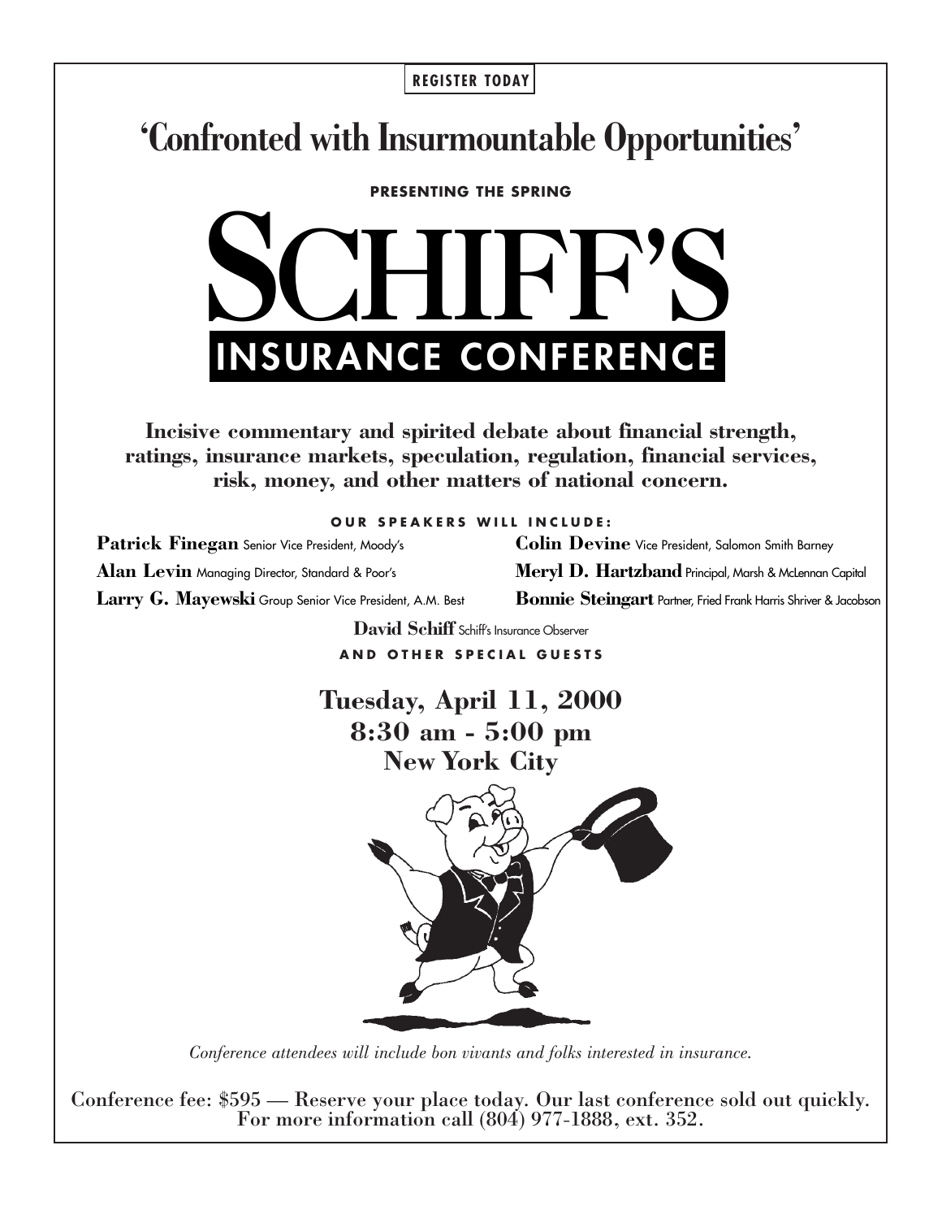**REGISTER TODAY**

# 'Confronted with Insurmountable Opportunities'

**PRESENTING THE SPRING**

# SCHIFF'S
## INSURANCE CONFERENCE

**Incisive commentary and spirited debate about financial strength, ratings, insurance markets, speculation, regulation, financial services, risk, money, and other matters of national concern.**

**OUR SPEAKERS WILL INCLUDE:**

**Patrick Finegan** Senior Vice President, Moody's

**Alan Levin** Managing Director, Standard & Poor's

**Larry G. Mayewski** Group Senior Vice President, A.M. Best

**Colin Devine** Vice President, Salomon Smith Barney

**Meryl D. Hartzband** Principal, Marsh & McLennan Capital

**Bonnie Steingart** Partner, Fried Frank Harris Shriver & Jacobson

**David Schiff** Schiff's Insurance Observer

**AND OTHER SPECIAL GUESTS**

**Tuesday, April 11, 2000**
**8:30 am - 5:00 pm**
**New York City**

*Conference attendees will include bon vivants and folks interested in insurance.*

Conference fee: $595 — Reserve your place today. Our last conference sold out quickly.
For more information call (804) 977-1888, ext. 352.